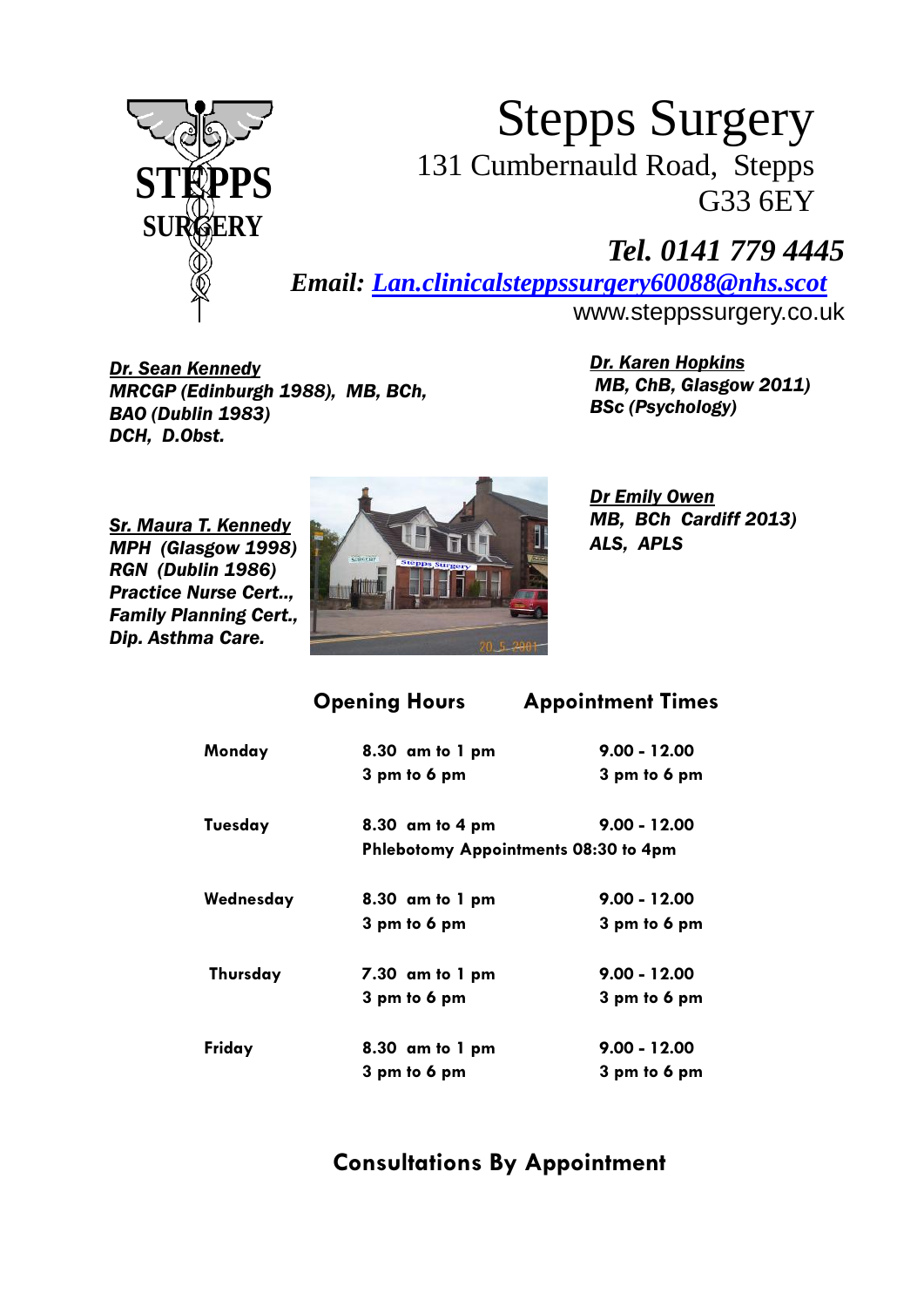# Stepps Surgery

131 Cumbernauld Road, Stepps
G33 6EY

***Tel. 0141 779 4445***

***Email: Lan.clinicalsteppssurgery60088@nhs.scot***

www.steppssurgery.co.uk

***Dr. Sean Kennedy***
***MRCGP (Edinburgh 1988), MB, BCh,***
***BAO (Dublin 1983)***
***DCH, D.Obst.***

***Dr. Karen Hopkins***
***MB, ChB, Glasgow 2011)***
***BSc (Psychology)***

***Sr. Maura T. Kennedy***
***MPH (Glasgow 1998)***
***RGN (Dublin 1986)***
***Practice Nurse Cert..,***
***Family Planning Cert.,***
***Dip. Asthma Care.***

***Dr Emily Owen***
***MB, BCh Cardiff 2013)***
***ALS, APLS***

| | **Opening Hours** | **Appointment Times** |
|---|---|---|
| **Monday** | **8.30 am to 1 pm**<br>**3 pm to 6 pm** | **9.00 - 12.00**<br>**3 pm to 6 pm** |
| **Tuesday** | **8.30 am to 4 pm**<br>**Phlebotomy Appointments 08:30 to 4pm** | **9.00 - 12.00** |
| **Wednesday** | **8.30 am to 1 pm**<br>**3 pm to 6 pm** | **9.00 - 12.00**<br>**3 pm to 6 pm** |
| **Thursday** | **7.30 am to 1 pm**<br>**3 pm to 6 pm** | **9.00 - 12.00**<br>**3 pm to 6 pm** |
| **Friday** | **8.30 am to 1 pm**<br>**3 pm to 6 pm** | **9.00 - 12.00**<br>**3 pm to 6 pm** |

**Consultations By Appointment**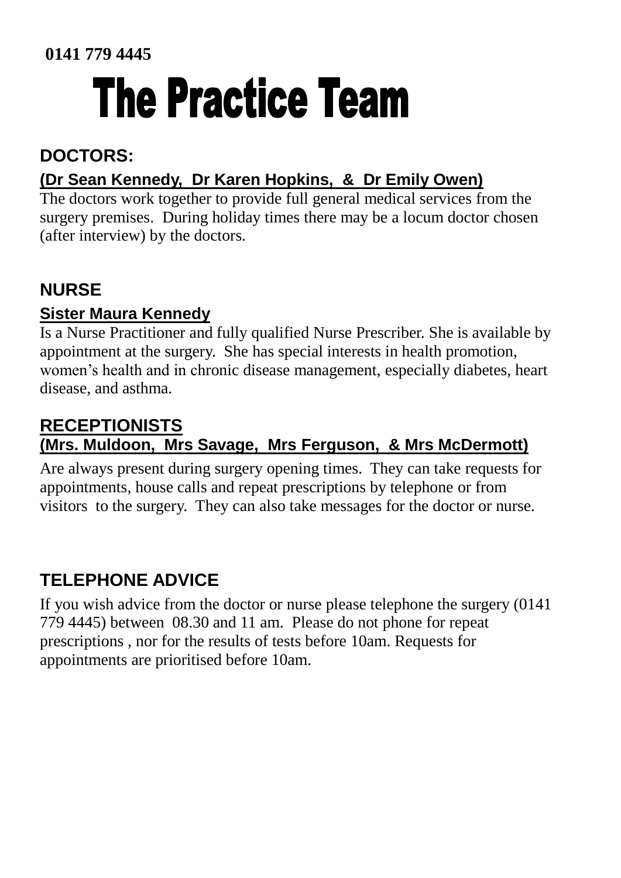**0141 779 4445**

# The Practice Team

## DOCTORS:

**(Dr Sean Kennedy, Dr Karen Hopkins, & Dr Emily Owen)**

The doctors work together to provide full general medical services from the surgery premises. During holiday times there may be a locum doctor chosen (after interview) by the doctors.

## NURSE

**Sister Maura Kennedy**

Is a Nurse Practitioner and fully qualified Nurse Prescriber. She is available by appointment at the surgery. She has special interests in health promotion, women's health and in chronic disease management, especially diabetes, heart disease, and asthma.

## RECEPTIONISTS

**(Mrs. Muldoon, Mrs Savage, Mrs Ferguson, & Mrs McDermott)**

Are always present during surgery opening times. They can take requests for appointments, house calls and repeat prescriptions by telephone or from visitors to the surgery. They can also take messages for the doctor or nurse.

## TELEPHONE ADVICE

If you wish advice from the doctor or nurse please telephone the surgery (0141 779 4445) between 08.30 and 11 am. Please do not phone for repeat prescriptions , nor for the results of tests before 10am. Requests for appointments are prioritised before 10am.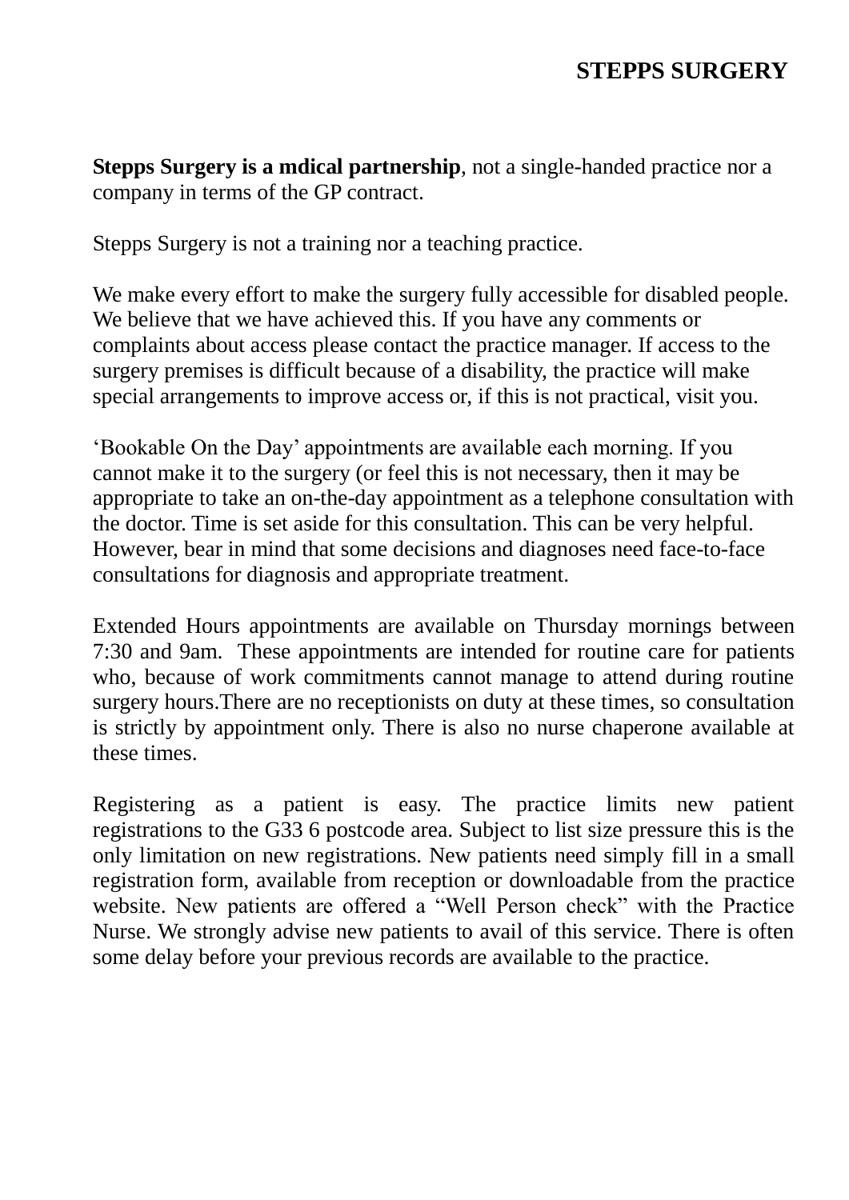**Stepps Surgery is a mdical partnership**, not a single-handed practice nor a company in terms of the GP contract.

Stepps Surgery is not a training nor a teaching practice.

We make every effort to make the surgery fully accessible for disabled people. We believe that we have achieved this. If you have any comments or complaints about access please contact the practice manager. If access to the surgery premises is difficult because of a disability, the practice will make special arrangements to improve access or, if this is not practical, visit you.

'Bookable On the Day' appointments are available each morning. If you cannot make it to the surgery (or feel this is not necessary, then it may be appropriate to take an on-the-day appointment as a telephone consultation with the doctor. Time is set aside for this consultation. This can be very helpful. However, bear in mind that some decisions and diagnoses need face-to-face consultations for diagnosis and appropriate treatment.

Extended Hours appointments are available on Thursday mornings between 7:30 and 9am. These appointments are intended for routine care for patients who, because of work commitments cannot manage to attend during routine surgery hours.There are no receptionists on duty at these times, so consultation is strictly by appointment only. There is also no nurse chaperone available at these times.

Registering as a patient is easy. The practice limits new patient registrations to the G33 6 postcode area. Subject to list size pressure this is the only limitation on new registrations. New patients need simply fill in a small registration form, available from reception or downloadable from the practice website. New patients are offered a "Well Person check" with the Practice Nurse. We strongly advise new patients to avail of this service. There is often some delay before your previous records are available to the practice.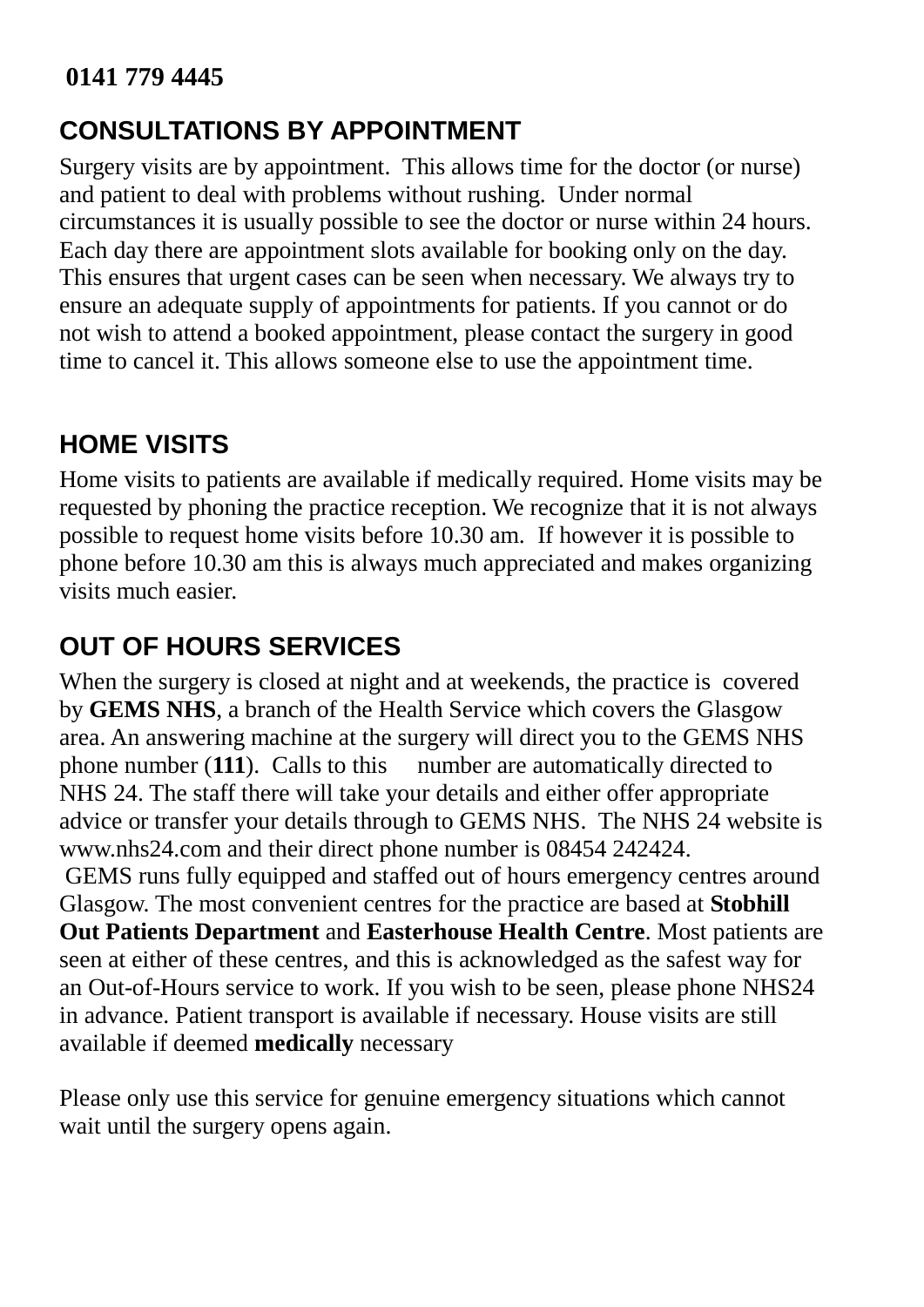**0141 779 4445**

## CONSULTATIONS BY APPOINTMENT

Surgery visits are by appointment. This allows time for the doctor (or nurse) and patient to deal with problems without rushing. Under normal circumstances it is usually possible to see the doctor or nurse within 24 hours. Each day there are appointment slots available for booking only on the day. This ensures that urgent cases can be seen when necessary. We always try to ensure an adequate supply of appointments for patients. If you cannot or do not wish to attend a booked appointment, please contact the surgery in good time to cancel it. This allows someone else to use the appointment time.

## HOME VISITS

Home visits to patients are available if medically required. Home visits may be requested by phoning the practice reception. We recognize that it is not always possible to request home visits before 10.30 am. If however it is possible to phone before 10.30 am this is always much appreciated and makes organizing visits much easier.

## OUT OF HOURS SERVICES

When the surgery is closed at night and at weekends, the practice is covered by **GEMS NHS**, a branch of the Health Service which covers the Glasgow area. An answering machine at the surgery will direct you to the GEMS NHS phone number (**111**). Calls to this number are automatically directed to NHS 24. The staff there will take your details and either offer appropriate advice or transfer your details through to GEMS NHS. The NHS 24 website is www.nhs24.com and their direct phone number is 08454 242424.

GEMS runs fully equipped and staffed out of hours emergency centres around Glasgow. The most convenient centres for the practice are based at **Stobhill Out Patients Department** and **Easterhouse Health Centre**. Most patients are seen at either of these centres, and this is acknowledged as the safest way for an Out-of-Hours service to work. If you wish to be seen, please phone NHS24 in advance. Patient transport is available if necessary. House visits are still available if deemed **medically** necessary

Please only use this service for genuine emergency situations which cannot wait until the surgery opens again.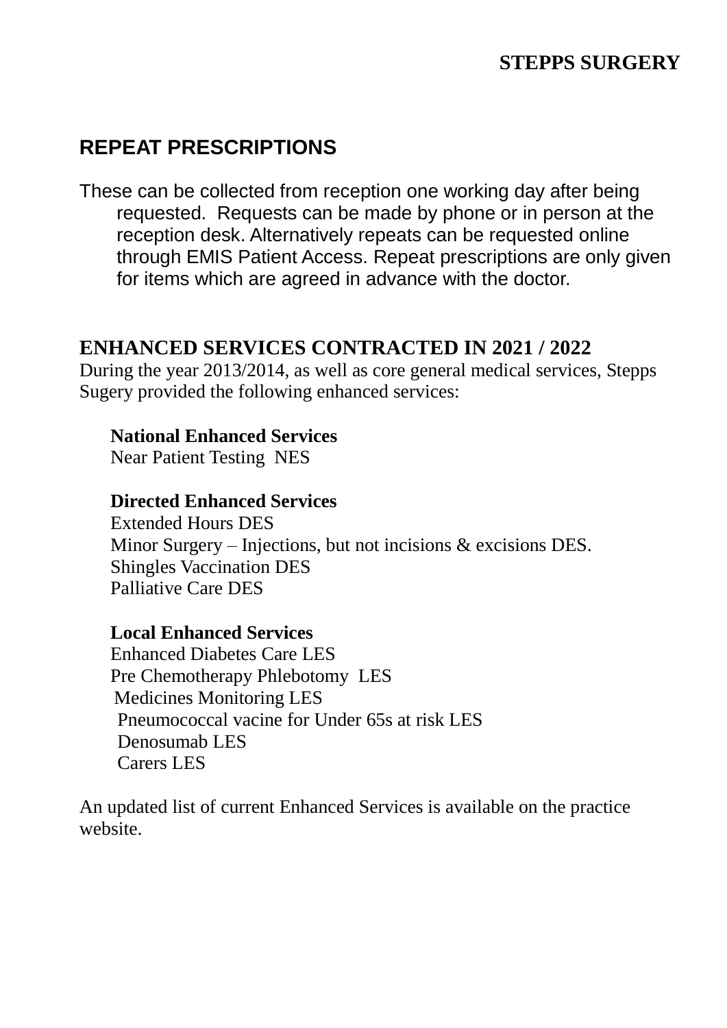**STEPPS SURGERY**

## REPEAT PRESCRIPTIONS

These can be collected from reception one working day after being requested. Requests can be made by phone or in person at the reception desk. Alternatively repeats can be requested online through EMIS Patient Access. Repeat prescriptions are only given for items which are agreed in advance with the doctor.

## ENHANCED SERVICES CONTRACTED IN 2021 / 2022

During the year 2013/2014, as well as core general medical services, Stepps Sugery provided the following enhanced services:

**National Enhanced Services**
Near Patient Testing NES

**Directed Enhanced Services**
Extended Hours DES
Minor Surgery – Injections, but not incisions & excisions DES.
Shingles Vaccination DES
Palliative Care DES

**Local Enhanced Services**
Enhanced Diabetes Care LES
Pre Chemotherapy Phlebotomy LES
Medicines Monitoring LES
Pneumococcal vacine for Under 65s at risk LES
Denosumab LES
Carers LES

An updated list of current Enhanced Services is available on the practice website.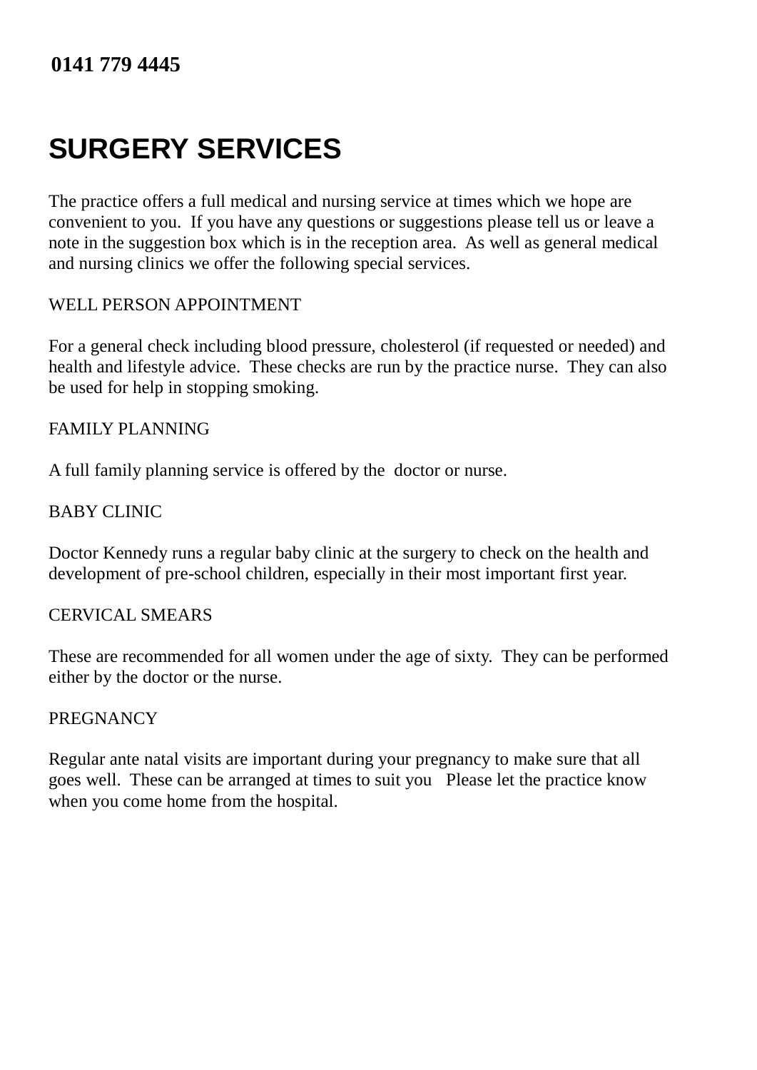**0141 779 4445**

# SURGERY SERVICES

The practice offers a full medical and nursing service at times which we hope are convenient to you. If you have any questions or suggestions please tell us or leave a note in the suggestion box which is in the reception area. As well as general medical and nursing clinics we offer the following special services.

WELL PERSON APPOINTMENT

For a general check including blood pressure, cholesterol (if requested or needed) and health and lifestyle advice. These checks are run by the practice nurse. They can also be used for help in stopping smoking.

FAMILY PLANNING

A full family planning service is offered by the doctor or nurse.

BABY CLINIC

Doctor Kennedy runs a regular baby clinic at the surgery to check on the health and development of pre-school children, especially in their most important first year.

CERVICAL SMEARS

These are recommended for all women under the age of sixty. They can be performed either by the doctor or the nurse.

PREGNANCY

Regular ante natal visits are important during your pregnancy to make sure that all goes well. These can be arranged at times to suit you Please let the practice know when you come home from the hospital.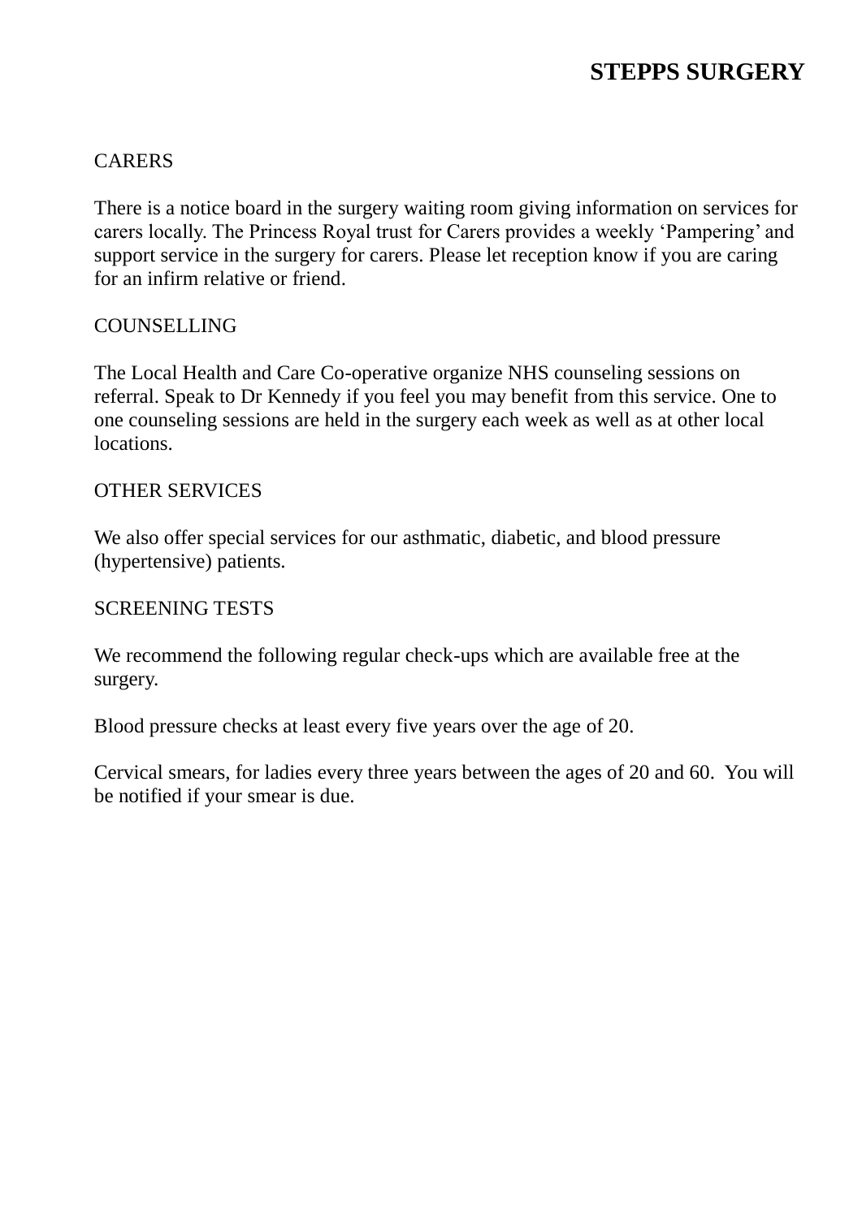# STEPPS SURGERY

## CARERS

There is a notice board in the surgery waiting room giving information on services for carers locally. The Princess Royal trust for Carers provides a weekly 'Pampering' and support service in the surgery for carers. Please let reception know if you are caring for an infirm relative or friend.

## COUNSELLING

The Local Health and Care Co-operative organize NHS counseling sessions on referral. Speak to Dr Kennedy if you feel you may benefit from this service. One to one counseling sessions are held in the surgery each week as well as at other local locations.

## OTHER SERVICES

We also offer special services for our asthmatic, diabetic, and blood pressure (hypertensive) patients.

## SCREENING TESTS

We recommend the following regular check-ups which are available free at the surgery.

Blood pressure checks at least every five years over the age of 20.

Cervical smears, for ladies every three years between the ages of 20 and 60. You will be notified if your smear is due.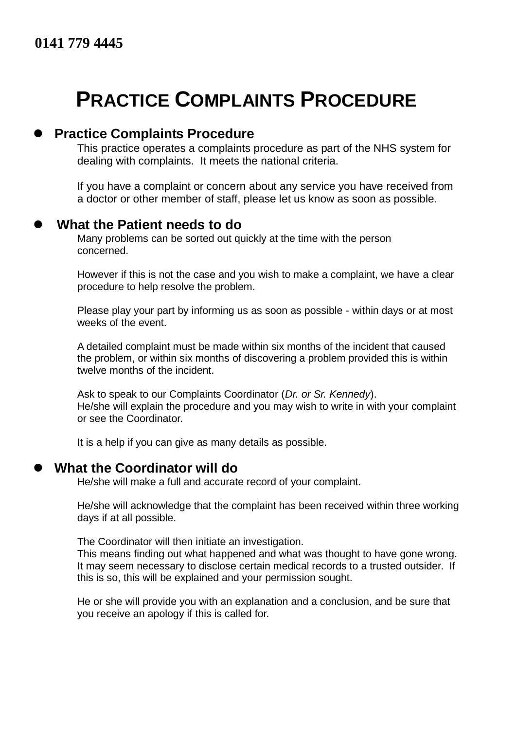**0141 779 4445**

# PRACTICE COMPLAINTS PROCEDURE

- **Practice Complaints Procedure**

  This practice operates a complaints procedure as part of the NHS system for dealing with complaints. It meets the national criteria.

  If you have a complaint or concern about any service you have received from a doctor or other member of staff, please let us know as soon as possible.

- **What the Patient needs to do**

  Many problems can be sorted out quickly at the time with the person concerned.

  However if this is not the case and you wish to make a complaint, we have a clear procedure to help resolve the problem.

  Please play your part by informing us as soon as possible - within days or at most weeks of the event.

  A detailed complaint must be made within six months of the incident that caused the problem, or within six months of discovering a problem provided this is within twelve months of the incident.

  Ask to speak to our Complaints Coordinator (*Dr. or Sr. Kennedy*).
  He/she will explain the procedure and you may wish to write in with your complaint or see the Coordinator.

  It is a help if you can give as many details as possible.

- **What the Coordinator will do**

  He/she will make a full and accurate record of your complaint.

  He/she will acknowledge that the complaint has been received within three working days if at all possible.

  The Coordinator will then initiate an investigation.
  This means finding out what happened and what was thought to have gone wrong. It may seem necessary to disclose certain medical records to a trusted outsider. If this is so, this will be explained and your permission sought.

  He or she will provide you with an explanation and a conclusion, and be sure that you receive an apology if this is called for.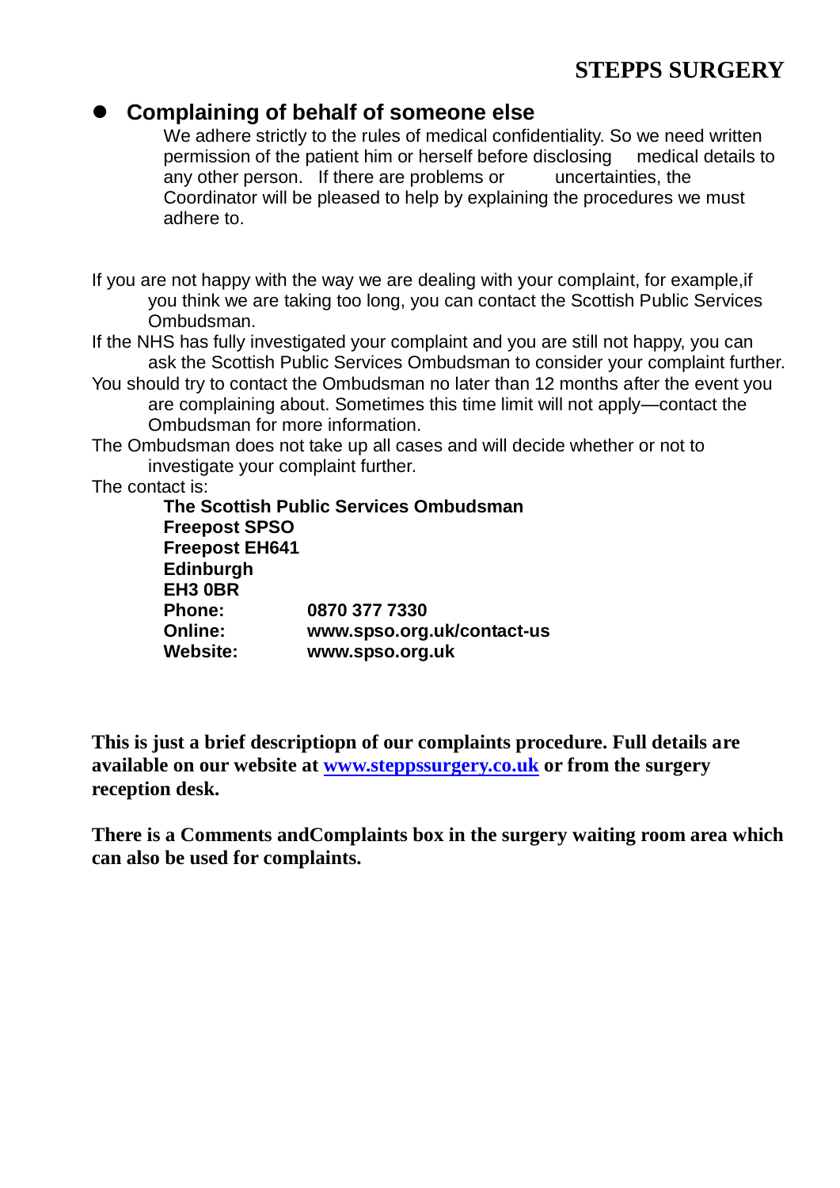- **Complaining of behalf of someone else**

  We adhere strictly to the rules of medical confidentiality. So we need written permission of the patient him or herself before disclosing medical details to any other person. If there are problems or uncertainties, the Coordinator will be pleased to help by explaining the procedures we must adhere to.

If you are not happy with the way we are dealing with your complaint, for example,if you think we are taking too long, you can contact the Scottish Public Services Ombudsman.

If the NHS has fully investigated your complaint and you are still not happy, you can ask the Scottish Public Services Ombudsman to consider your complaint further.

You should try to contact the Ombudsman no later than 12 months after the event you are complaining about. Sometimes this time limit will not apply—contact the Ombudsman for more information.

The Ombudsman does not take up all cases and will decide whether or not to investigate your complaint further.

The contact is:

**The Scottish Public Services Ombudsman**
**Freepost SPSO**
**Freepost EH641**
**Edinburgh**
**EH3 0BR**
**Phone:** **0870 377 7330**
**Online:** **www.spso.org.uk/contact-us**
**Website:** **www.spso.org.uk**

**This is just a brief descriptiopn of our complaints procedure. Full details are available on our website at [www.steppssurgery.co.uk](http://www.steppssurgery.co.uk) or from the surgery reception desk.**

**There is a Comments andComplaints box in the surgery waiting room area which can also be used for complaints.**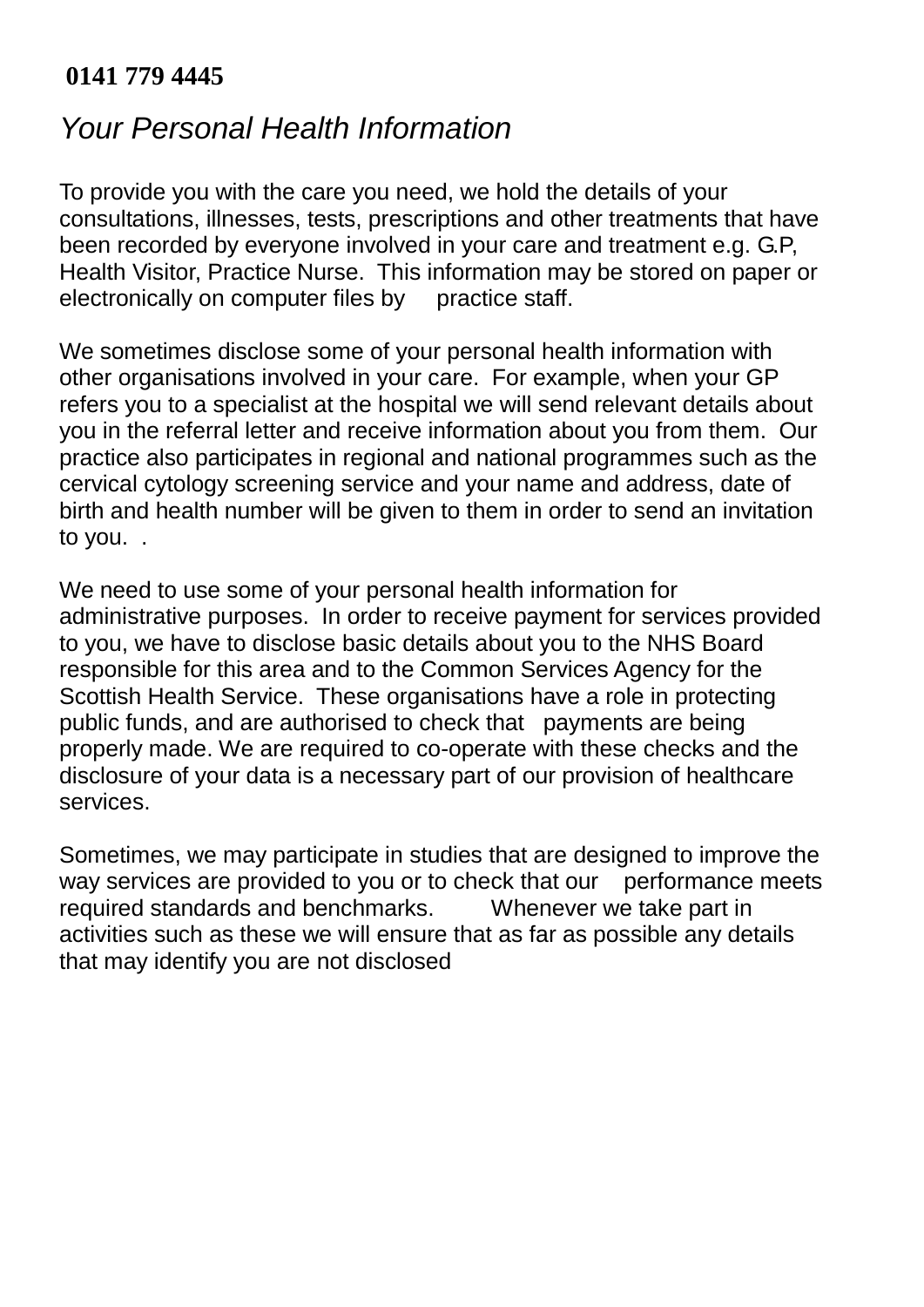**0141 779 4445**

## *Your Personal Health Information*

To provide you with the care you need, we hold the details of your consultations, illnesses, tests, prescriptions and other treatments that have been recorded by everyone involved in your care and treatment e.g. G.P, Health Visitor, Practice Nurse. This information may be stored on paper or electronically on computer files by practice staff.

We sometimes disclose some of your personal health information with other organisations involved in your care. For example, when your GP refers you to a specialist at the hospital we will send relevant details about you in the referral letter and receive information about you from them. Our practice also participates in regional and national programmes such as the cervical cytology screening service and your name and address, date of birth and health number will be given to them in order to send an invitation to you. .

We need to use some of your personal health information for administrative purposes. In order to receive payment for services provided to you, we have to disclose basic details about you to the NHS Board responsible for this area and to the Common Services Agency for the Scottish Health Service. These organisations have a role in protecting public funds, and are authorised to check that payments are being properly made. We are required to co-operate with these checks and the disclosure of your data is a necessary part of our provision of healthcare services.

Sometimes, we may participate in studies that are designed to improve the way services are provided to you or to check that our performance meets required standards and benchmarks. Whenever we take part in activities such as these we will ensure that as far as possible any details that may identify you are not disclosed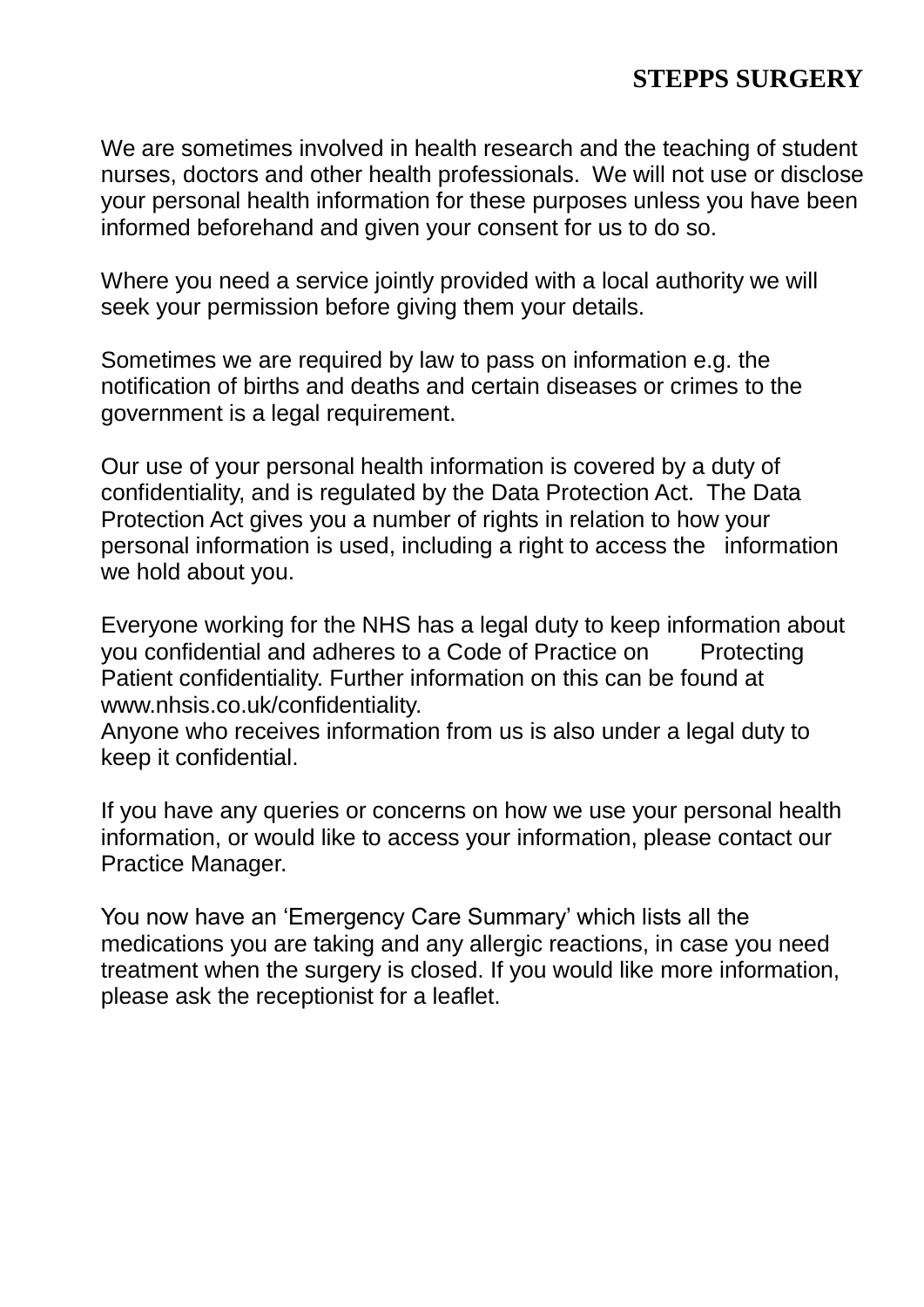We are sometimes involved in health research and the teaching of student nurses, doctors and other health professionals. We will not use or disclose your personal health information for these purposes unless you have been informed beforehand and given your consent for us to do so.

Where you need a service jointly provided with a local authority we will seek your permission before giving them your details.

Sometimes we are required by law to pass on information e.g. the notification of births and deaths and certain diseases or crimes to the government is a legal requirement.

Our use of your personal health information is covered by a duty of confidentiality, and is regulated by the Data Protection Act. The Data Protection Act gives you a number of rights in relation to how your personal information is used, including a right to access the information we hold about you.

Everyone working for the NHS has a legal duty to keep information about you confidential and adheres to a Code of Practice on Protecting Patient confidentiality. Further information on this can be found at www.nhsis.co.uk/confidentiality.
Anyone who receives information from us is also under a legal duty to keep it confidential.

If you have any queries or concerns on how we use your personal health information, or would like to access your information, please contact our Practice Manager.

You now have an 'Emergency Care Summary' which lists all the medications you are taking and any allergic reactions, in case you need treatment when the surgery is closed. If you would like more information, please ask the receptionist for a leaflet.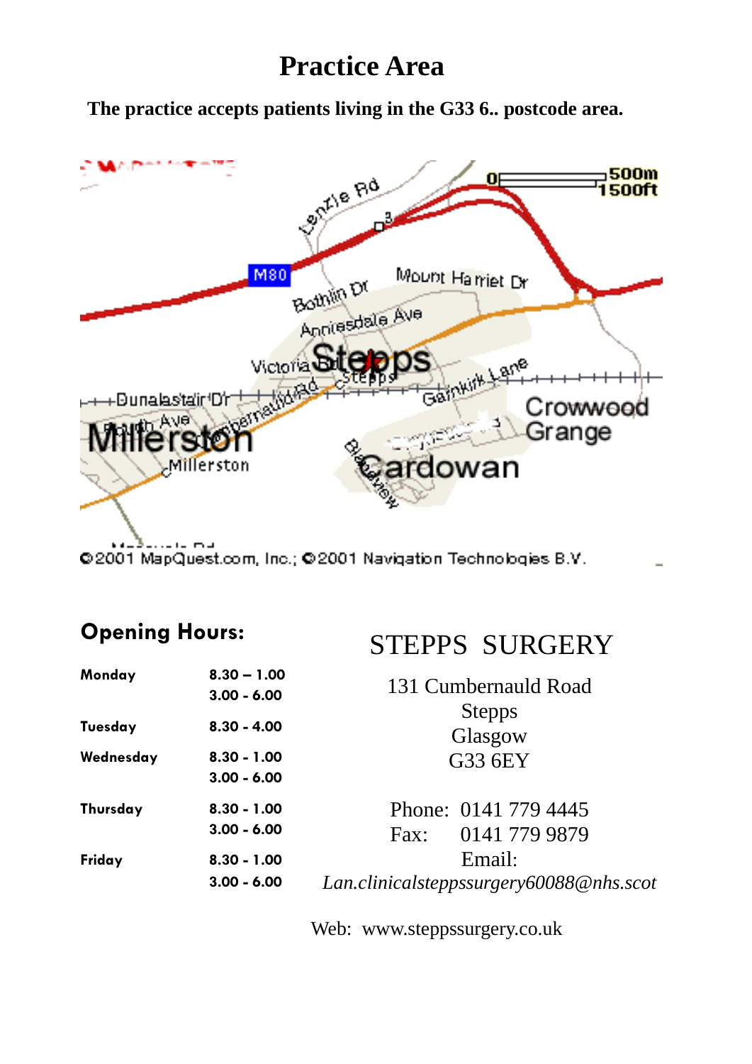# Practice Area

**The practice accepts patients living in the G33 6.. postcode area.**

©2001 MapQuest.com, Inc.; ©2001 Navigation Technologies B.V.

## Opening Hours:

| | |
|---|---|
| **Monday** | **8.30 – 1.00** |
| | **3.00 - 6.00** |
| **Tuesday** | **8.30 - 4.00** |
| **Wednesday** | **8.30 - 1.00** |
| | **3.00 - 6.00** |
| **Thursday** | **8.30 - 1.00** |
| | **3.00 - 6.00** |
| **Friday** | **8.30 - 1.00** |
| | **3.00 - 6.00** |

## STEPPS SURGERY

131 Cumbernauld Road
Stepps
Glasgow
G33 6EY

Phone: 0141 779 4445
Fax: 0141 779 9879
Email:
*Lan.clinicalsteppssurgery60088@nhs.scot*

Web: www.steppssurgery.co.uk